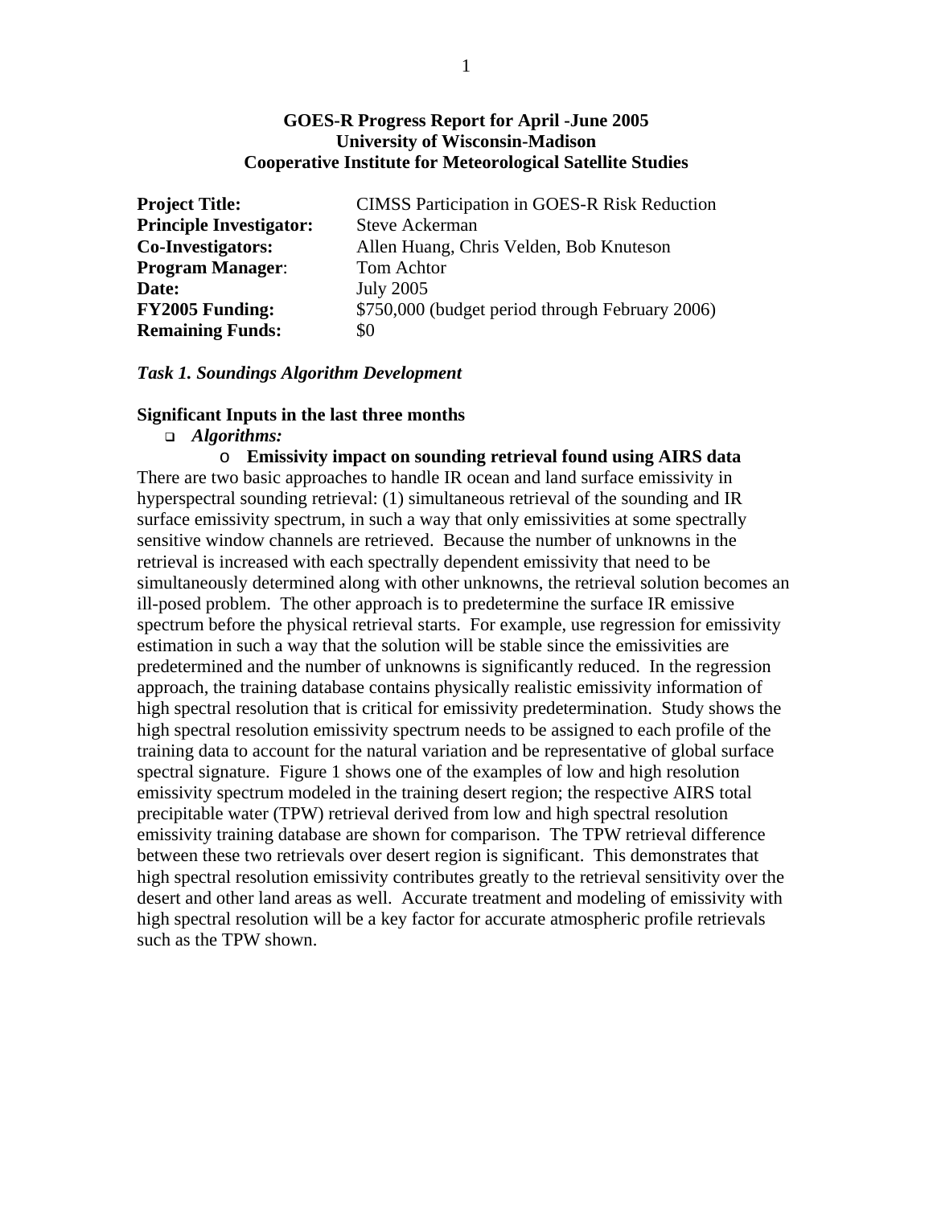**GOES-R Progress Report for April -June 2005**
**University of Wisconsin-Madison**
**Cooperative Institute for Meteorological Satellite Studies**

| | |
|---|---|
| **Project Title:** | CIMSS Participation in GOES-R Risk Reduction |
| **Principle Investigator:** | Steve Ackerman |
| **Co-Investigators:** | Allen Huang, Chris Velden, Bob Knuteson |
| **Program Manager**: | Tom Achtor |
| **Date:** | July 2005 |
| **FY2005 Funding:** | $750,000 (budget period through February 2006) |
| **Remaining Funds:** | $0 |

***Task 1. Soundings Algorithm Development***

**Significant Inputs in the last three months**

- ***Algorithms:***
  - **Emissivity impact on sounding retrieval found using AIRS data**

There are two basic approaches to handle IR ocean and land surface emissivity in hyperspectral sounding retrieval: (1) simultaneous retrieval of the sounding and IR surface emissivity spectrum, in such a way that only emissivities at some spectrally sensitive window channels are retrieved. Because the number of unknowns in the retrieval is increased with each spectrally dependent emissivity that need to be simultaneously determined along with other unknowns, the retrieval solution becomes an ill-posed problem. The other approach is to predetermine the surface IR emissive spectrum before the physical retrieval starts. For example, use regression for emissivity estimation in such a way that the solution will be stable since the emissivities are predetermined and the number of unknowns is significantly reduced. In the regression approach, the training database contains physically realistic emissivity information of high spectral resolution that is critical for emissivity predetermination. Study shows the high spectral resolution emissivity spectrum needs to be assigned to each profile of the training data to account for the natural variation and be representative of global surface spectral signature. Figure 1 shows one of the examples of low and high resolution emissivity spectrum modeled in the training desert region; the respective AIRS total precipitable water (TPW) retrieval derived from low and high spectral resolution emissivity training database are shown for comparison. The TPW retrieval difference between these two retrievals over desert region is significant. This demonstrates that high spectral resolution emissivity contributes greatly to the retrieval sensitivity over the desert and other land areas as well. Accurate treatment and modeling of emissivity with high spectral resolution will be a key factor for accurate atmospheric profile retrievals such as the TPW shown.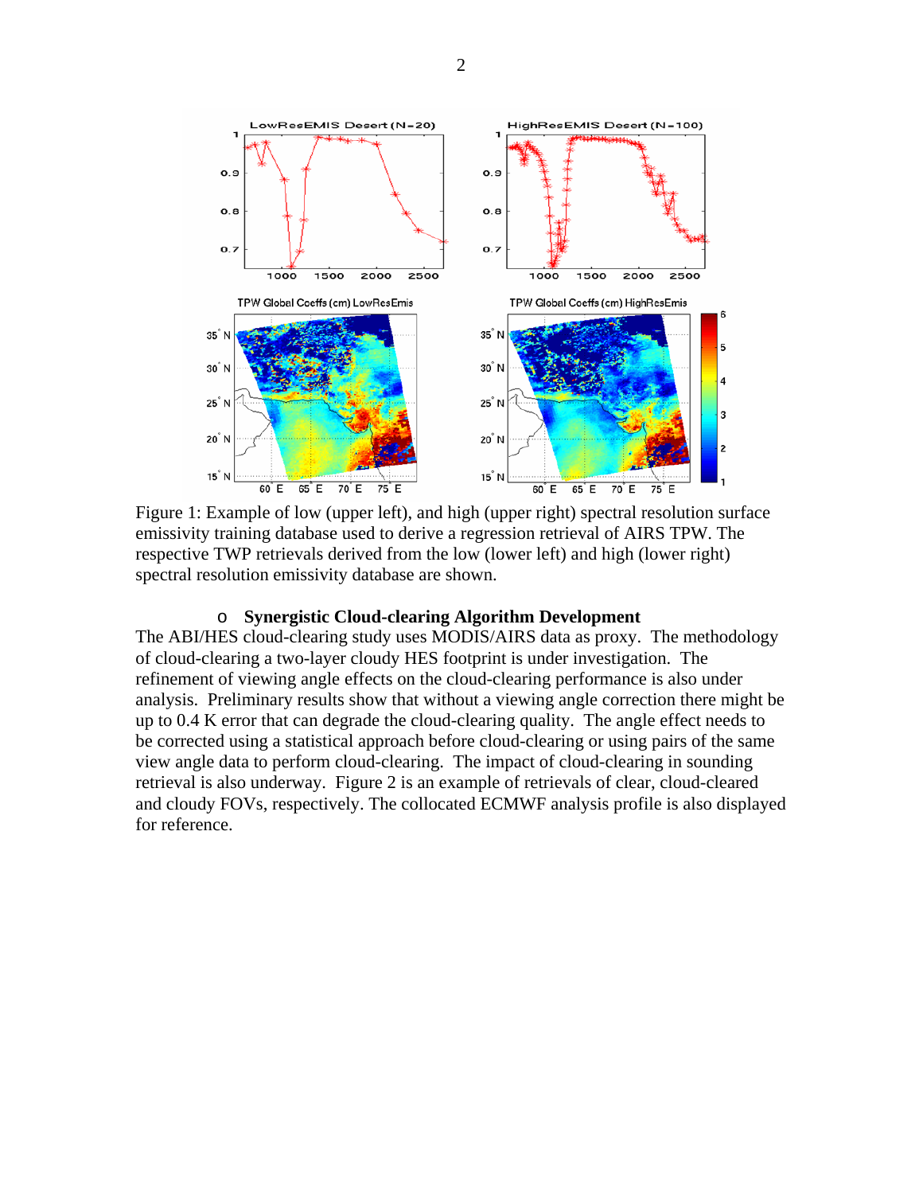Figure 1: Example of low (upper left), and high (upper right) spectral resolution surface emissivity training database used to derive a regression retrieval of AIRS TPW. The respective TWP retrievals derived from the low (lower left) and high (lower right) spectral resolution emissivity database are shown.

- **Synergistic Cloud-clearing Algorithm Development**

The ABI/HES cloud-clearing study uses MODIS/AIRS data as proxy. The methodology of cloud-clearing a two-layer cloudy HES footprint is under investigation. The refinement of viewing angle effects on the cloud-clearing performance is also under analysis. Preliminary results show that without a viewing angle correction there might be up to 0.4 K error that can degrade the cloud-clearing quality. The angle effect needs to be corrected using a statistical approach before cloud-clearing or using pairs of the same view angle data to perform cloud-clearing. The impact of cloud-clearing in sounding retrieval is also underway. Figure 2 is an example of retrievals of clear, cloud-cleared and cloudy FOVs, respectively. The collocated ECMWF analysis profile is also displayed for reference.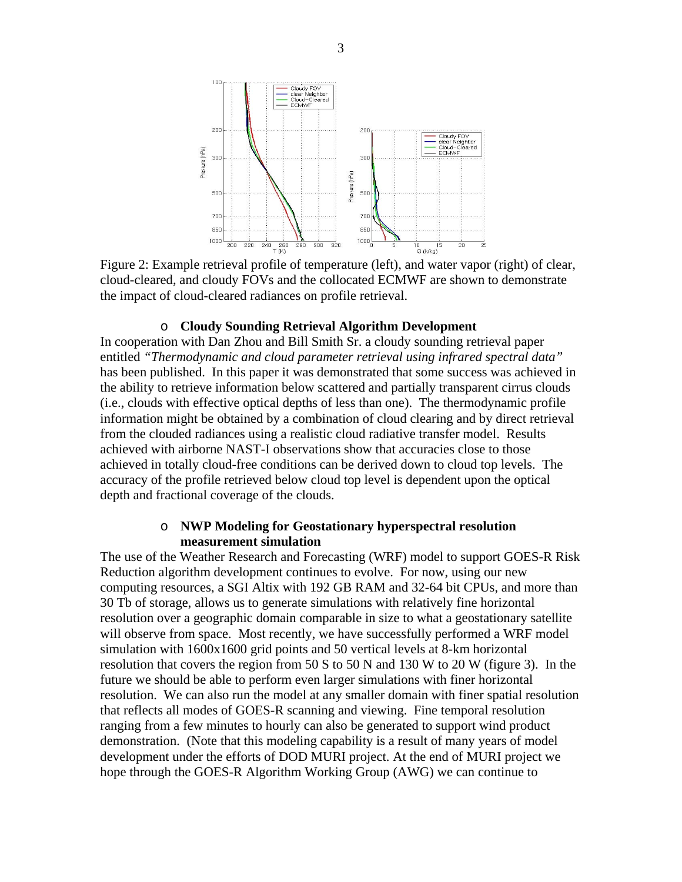Figure 2: Example retrieval profile of temperature (left), and water vapor (right) of clear, cloud-cleared, and cloudy FOVs and the collocated ECMWF are shown to demonstrate the impact of cloud-cleared radiances on profile retrieval.

- **Cloudy Sounding Retrieval Algorithm Development**

In cooperation with Dan Zhou and Bill Smith Sr. a cloudy sounding retrieval paper entitled *"Thermodynamic and cloud parameter retrieval using infrared spectral data"* has been published. In this paper it was demonstrated that some success was achieved in the ability to retrieve information below scattered and partially transparent cirrus clouds (i.e., clouds with effective optical depths of less than one). The thermodynamic profile information might be obtained by a combination of cloud clearing and by direct retrieval from the clouded radiances using a realistic cloud radiative transfer model. Results achieved with airborne NAST-I observations show that accuracies close to those achieved in totally cloud-free conditions can be derived down to cloud top levels. The accuracy of the profile retrieved below cloud top level is dependent upon the optical depth and fractional coverage of the clouds.

- **NWP Modeling for Geostationary hyperspectral resolution measurement simulation**

The use of the Weather Research and Forecasting (WRF) model to support GOES-R Risk Reduction algorithm development continues to evolve. For now, using our new computing resources, a SGI Altix with 192 GB RAM and 32-64 bit CPUs, and more than 30 Tb of storage, allows us to generate simulations with relatively fine horizontal resolution over a geographic domain comparable in size to what a geostationary satellite will observe from space. Most recently, we have successfully performed a WRF model simulation with 1600x1600 grid points and 50 vertical levels at 8-km horizontal resolution that covers the region from 50 S to 50 N and 130 W to 20 W (figure 3). In the future we should be able to perform even larger simulations with finer horizontal resolution. We can also run the model at any smaller domain with finer spatial resolution that reflects all modes of GOES-R scanning and viewing. Fine temporal resolution ranging from a few minutes to hourly can also be generated to support wind product demonstration. (Note that this modeling capability is a result of many years of model development under the efforts of DOD MURI project. At the end of MURI project we hope through the GOES-R Algorithm Working Group (AWG) we can continue to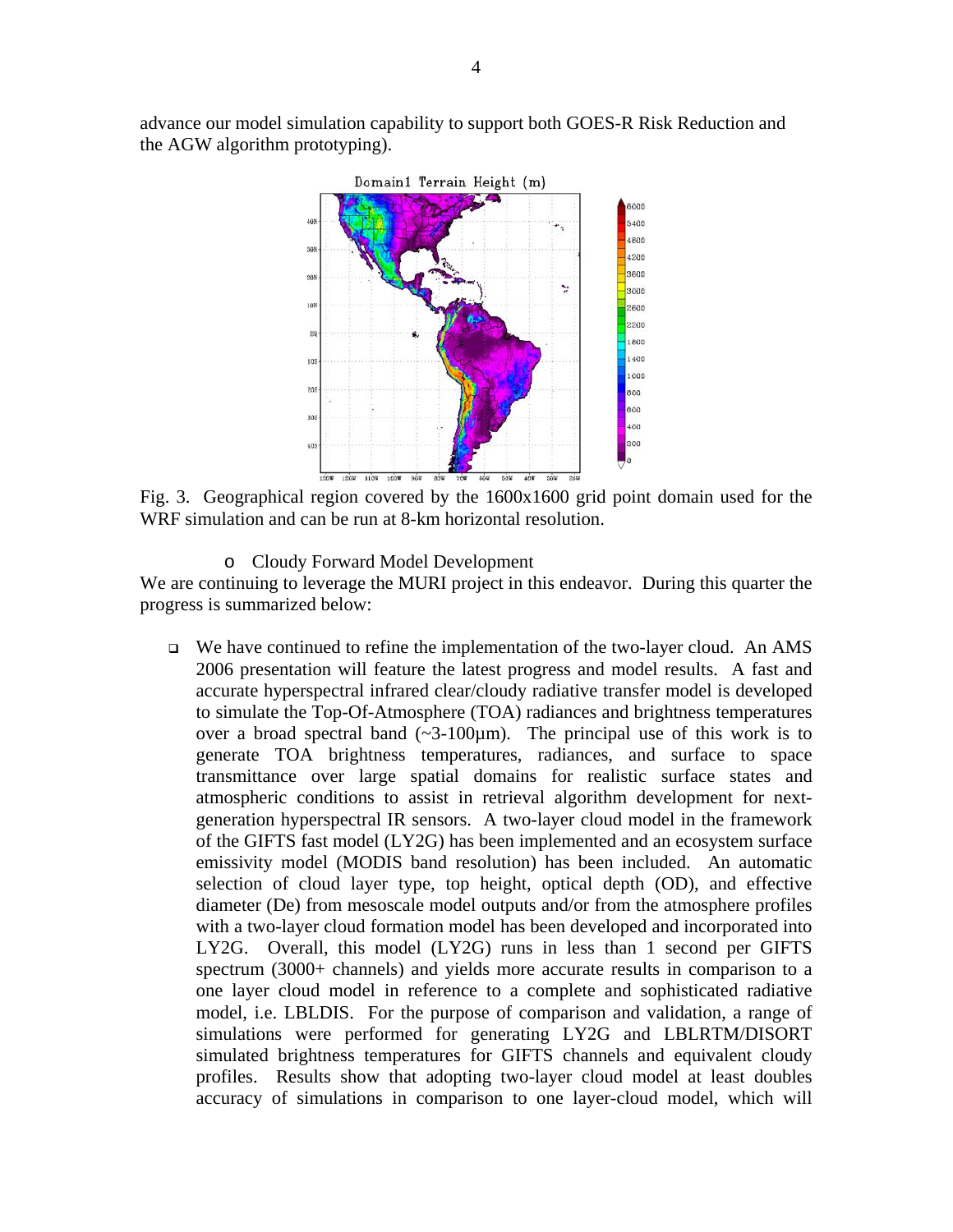advance our model simulation capability to support both GOES-R Risk Reduction and the AGW algorithm prototyping).

Fig. 3. Geographical region covered by the 1600x1600 grid point domain used for the WRF simulation and can be run at 8-km horizontal resolution.

- Cloudy Forward Model Development

We are continuing to leverage the MURI project in this endeavor. During this quarter the progress is summarized below:

- We have continued to refine the implementation of the two-layer cloud. An AMS 2006 presentation will feature the latest progress and model results. A fast and accurate hyperspectral infrared clear/cloudy radiative transfer model is developed to simulate the Top-Of-Atmosphere (TOA) radiances and brightness temperatures over a broad spectral band (~3-100μm). The principal use of this work is to generate TOA brightness temperatures, radiances, and surface to space transmittance over large spatial domains for realistic surface states and atmospheric conditions to assist in retrieval algorithm development for next-generation hyperspectral IR sensors. A two-layer cloud model in the framework of the GIFTS fast model (LY2G) has been implemented and an ecosystem surface emissivity model (MODIS band resolution) has been included. An automatic selection of cloud layer type, top height, optical depth (OD), and effective diameter (De) from mesoscale model outputs and/or from the atmosphere profiles with a two-layer cloud formation model has been developed and incorporated into LY2G. Overall, this model (LY2G) runs in less than 1 second per GIFTS spectrum (3000+ channels) and yields more accurate results in comparison to a one layer cloud model in reference to a complete and sophisticated radiative model, i.e. LBLDIS. For the purpose of comparison and validation, a range of simulations were performed for generating LY2G and LBLRTM/DISORT simulated brightness temperatures for GIFTS channels and equivalent cloudy profiles. Results show that adopting two-layer cloud model at least doubles accuracy of simulations in comparison to one layer-cloud model, which will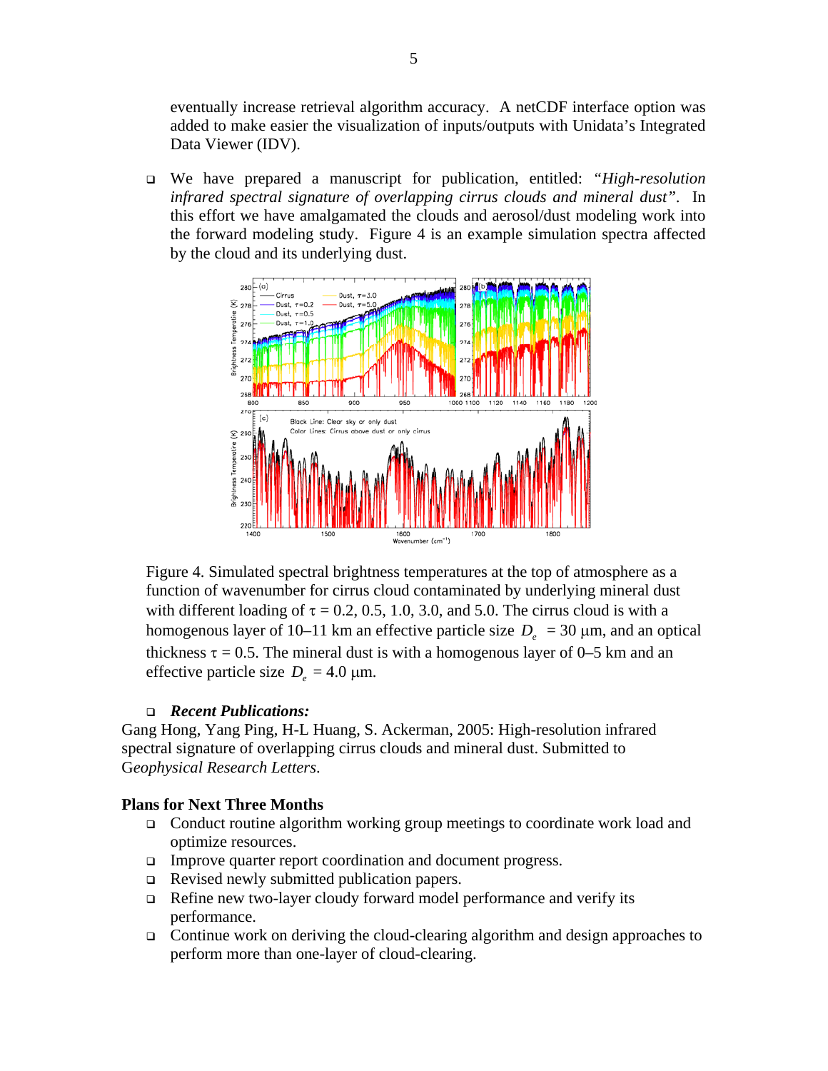eventually increase retrieval algorithm accuracy. A netCDF interface option was added to make easier the visualization of inputs/outputs with Unidata's Integrated Data Viewer (IDV).

- We have prepared a manuscript for publication, entitled: *"High-resolution infrared spectral signature of overlapping cirrus clouds and mineral dust"*. In this effort we have amalgamated the clouds and aerosol/dust modeling work into the forward modeling study. Figure 4 is an example simulation spectra affected by the cloud and its underlying dust.

Figure 4. Simulated spectral brightness temperatures at the top of atmosphere as a function of wavenumber for cirrus cloud contaminated by underlying mineral dust with different loading of $\tau$ = 0.2, 0.5, 1.0, 3.0, and 5.0. The cirrus cloud is with a homogenous layer of 10–11 km an effective particle size $D_e$ = 30 μm, and an optical thickness $\tau$ = 0.5. The mineral dust is with a homogenous layer of 0–5 km and an effective particle size $D_e$ = 4.0 μm.

- ***Recent Publications:***

Gang Hong, Yang Ping, H-L Huang, S. Ackerman, 2005: High-resolution infrared spectral signature of overlapping cirrus clouds and mineral dust. Submitted to G*eophysical Research Letters*.

**Plans for Next Three Months**

- Conduct routine algorithm working group meetings to coordinate work load and optimize resources.
- Improve quarter report coordination and document progress.
- Revised newly submitted publication papers.
- Refine new two-layer cloudy forward model performance and verify its performance.
- Continue work on deriving the cloud-clearing algorithm and design approaches to perform more than one-layer of cloud-clearing.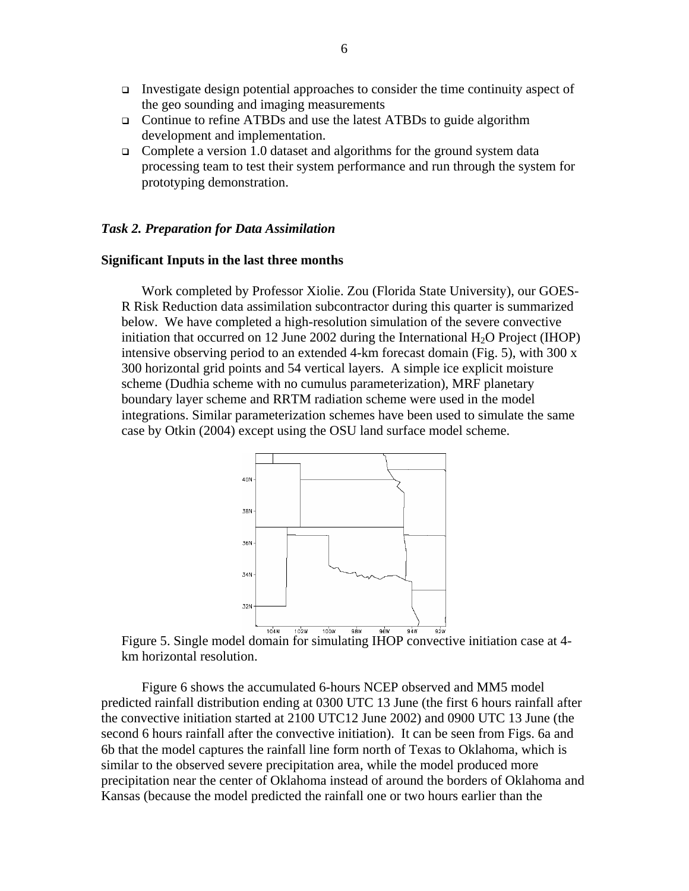- Investigate design potential approaches to consider the time continuity aspect of the geo sounding and imaging measurements
- Continue to refine ATBDs and use the latest ATBDs to guide algorithm development and implementation.
- Complete a version 1.0 dataset and algorithms for the ground system data processing team to test their system performance and run through the system for prototyping demonstration.

### *Task 2. Preparation for Data Assimilation*

**Significant Inputs in the last three months**

Work completed by Professor Xiolie. Zou (Florida State University), our GOES-R Risk Reduction data assimilation subcontractor during this quarter is summarized below. We have completed a high-resolution simulation of the severe convective initiation that occurred on 12 June 2002 during the International $H_2O$ Project (IHOP) intensive observing period to an extended 4-km forecast domain (Fig. 5), with 300 x 300 horizontal grid points and 54 vertical layers. A simple ice explicit moisture scheme (Dudhia scheme with no cumulus parameterization), MRF planetary boundary layer scheme and RRTM radiation scheme were used in the model integrations. Similar parameterization schemes have been used to simulate the same case by Otkin (2004) except using the OSU land surface model scheme.

Figure 5. Single model domain for simulating IHOP convective initiation case at 4-km horizontal resolution.

Figure 6 shows the accumulated 6-hours NCEP observed and MM5 model predicted rainfall distribution ending at 0300 UTC 13 June (the first 6 hours rainfall after the convective initiation started at 2100 UTC12 June 2002) and 0900 UTC 13 June (the second 6 hours rainfall after the convective initiation). It can be seen from Figs. 6a and 6b that the model captures the rainfall line form north of Texas to Oklahoma, which is similar to the observed severe precipitation area, while the model produced more precipitation near the center of Oklahoma instead of around the borders of Oklahoma and Kansas (because the model predicted the rainfall one or two hours earlier than the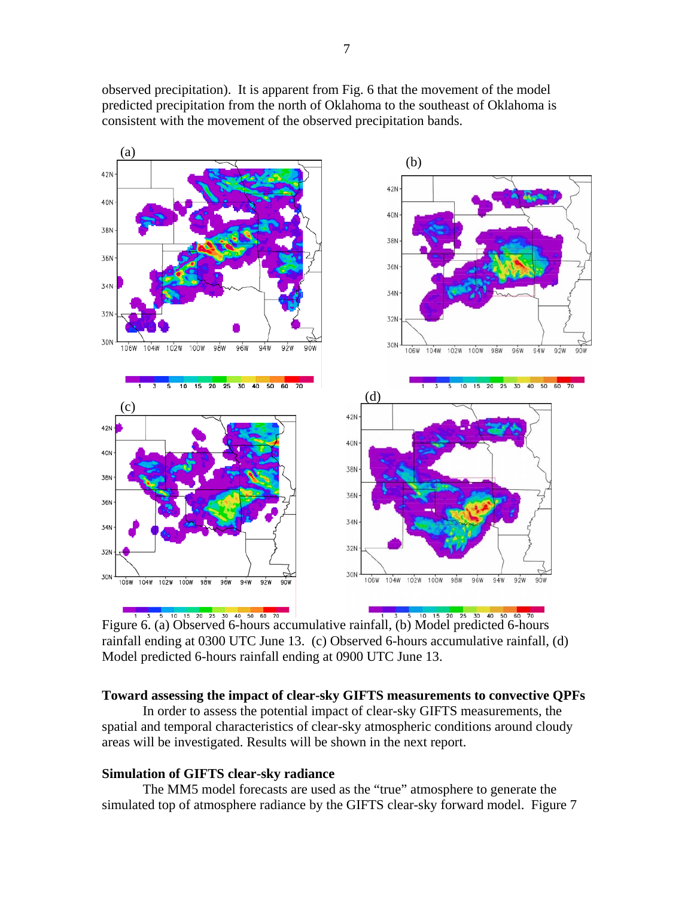observed precipitation). It is apparent from Fig. 6 that the movement of the model predicted precipitation from the north of Oklahoma to the southeast of Oklahoma is consistent with the movement of the observed precipitation bands.

Figure 6. (a) Observed 6-hours accumulative rainfall, (b) Model predicted 6-hours rainfall ending at 0300 UTC June 13. (c) Observed 6-hours accumulative rainfall, (d) Model predicted 6-hours rainfall ending at 0900 UTC June 13.

**Toward assessing the impact of clear-sky GIFTS measurements to convective QPFs**

In order to assess the potential impact of clear-sky GIFTS measurements, the spatial and temporal characteristics of clear-sky atmospheric conditions around cloudy areas will be investigated. Results will be shown in the next report.

**Simulation of GIFTS clear-sky radiance**

The MM5 model forecasts are used as the "true" atmosphere to generate the simulated top of atmosphere radiance by the GIFTS clear-sky forward model. Figure 7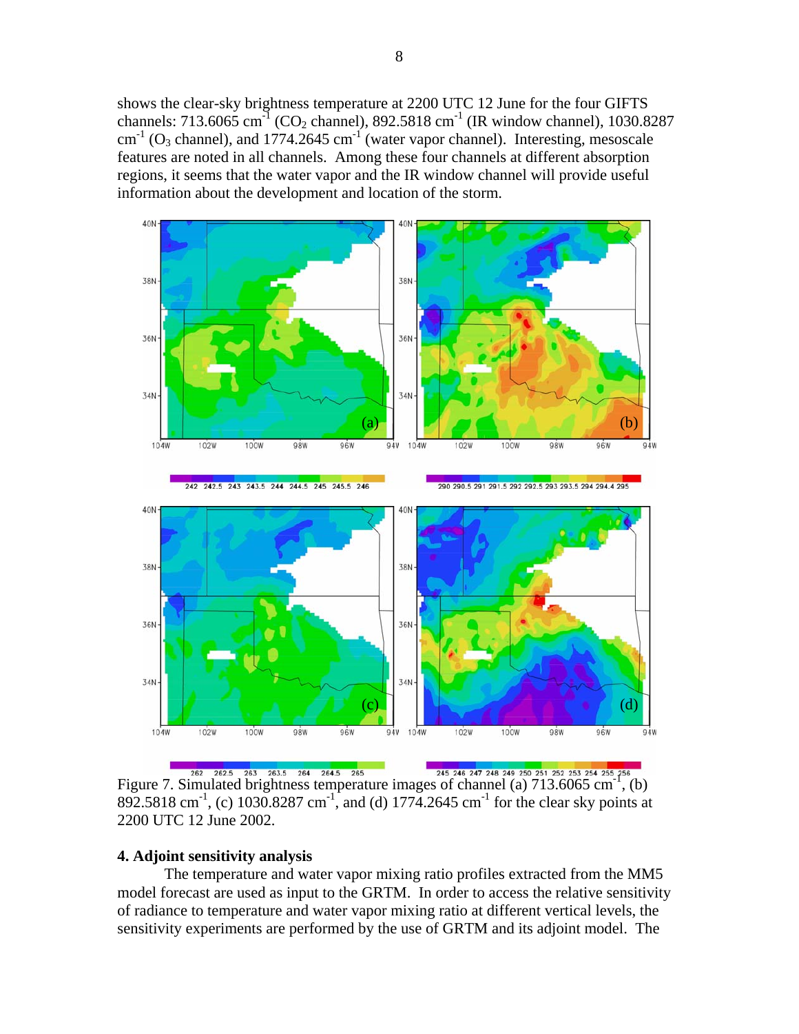shows the clear-sky brightness temperature at 2200 UTC 12 June for the four GIFTS channels: 713.6065 cm$^{-1}$ ($CO_2$ channel), 892.5818 cm$^{-1}$ (IR window channel), 1030.8287 cm$^{-1}$ ($O_3$ channel), and 1774.2645 cm$^{-1}$ (water vapor channel). Interesting, mesoscale features are noted in all channels. Among these four channels at different absorption regions, it seems that the water vapor and the IR window channel will provide useful information about the development and location of the storm.

Figure 7. Simulated brightness temperature images of channel (a) 713.6065 cm$^{-1}$, (b) 892.5818 cm$^{-1}$, (c) 1030.8287 cm$^{-1}$, and (d) 1774.2645 cm$^{-1}$ for the clear sky points at 2200 UTC 12 June 2002.

### 4. Adjoint sensitivity analysis

The temperature and water vapor mixing ratio profiles extracted from the MM5 model forecast are used as input to the GRTM. In order to access the relative sensitivity of radiance to temperature and water vapor mixing ratio at different vertical levels, the sensitivity experiments are performed by the use of GRTM and its adjoint model. The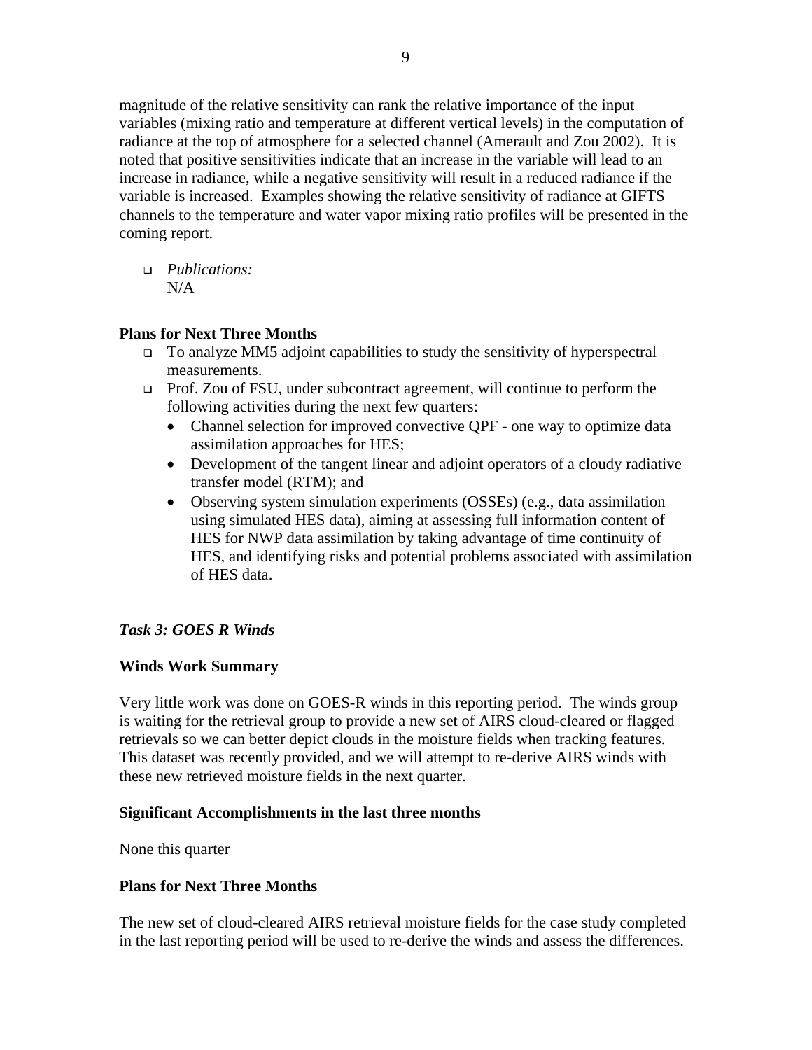magnitude of the relative sensitivity can rank the relative importance of the input variables (mixing ratio and temperature at different vertical levels) in the computation of radiance at the top of atmosphere for a selected channel (Amerault and Zou 2002). It is noted that positive sensitivities indicate that an increase in the variable will lead to an increase in radiance, while a negative sensitivity will result in a reduced radiance if the variable is increased. Examples showing the relative sensitivity of radiance at GIFTS channels to the temperature and water vapor mixing ratio profiles will be presented in the coming report.

- *Publications:*
  N/A

**Plans for Next Three Months**

- To analyze MM5 adjoint capabilities to study the sensitivity of hyperspectral measurements.
- Prof. Zou of FSU, under subcontract agreement, will continue to perform the following activities during the next few quarters:
  - Channel selection for improved convective QPF - one way to optimize data assimilation approaches for HES;
  - Development of the tangent linear and adjoint operators of a cloudy radiative transfer model (RTM); and
  - Observing system simulation experiments (OSSEs) (e.g., data assimilation using simulated HES data), aiming at assessing full information content of HES for NWP data assimilation by taking advantage of time continuity of HES, and identifying risks and potential problems associated with assimilation of HES data.

***Task 3: GOES R Winds***

**Winds Work Summary**

Very little work was done on GOES-R winds in this reporting period. The winds group is waiting for the retrieval group to provide a new set of AIRS cloud-cleared or flagged retrievals so we can better depict clouds in the moisture fields when tracking features. This dataset was recently provided, and we will attempt to re-derive AIRS winds with these new retrieved moisture fields in the next quarter.

**Significant Accomplishments in the last three months**

None this quarter

**Plans for Next Three Months**

The new set of cloud-cleared AIRS retrieval moisture fields for the case study completed in the last reporting period will be used to re-derive the winds and assess the differences.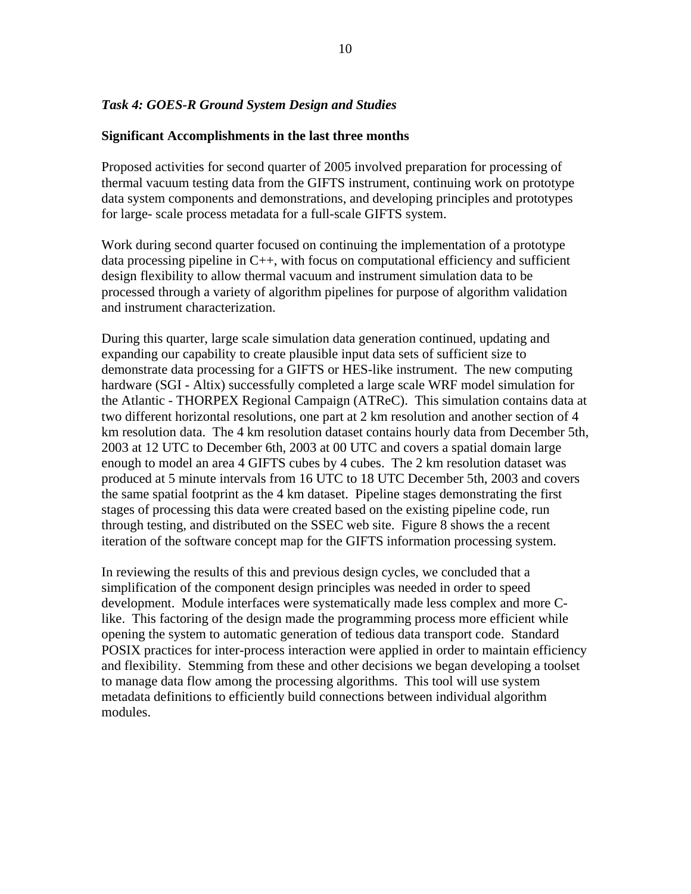### *Task 4: GOES-R Ground System Design and Studies*

**Significant Accomplishments in the last three months**

Proposed activities for second quarter of 2005 involved preparation for processing of thermal vacuum testing data from the GIFTS instrument, continuing work on prototype data system components and demonstrations, and developing principles and prototypes for large- scale process metadata for a full-scale GIFTS system.

Work during second quarter focused on continuing the implementation of a prototype data processing pipeline in C++, with focus on computational efficiency and sufficient design flexibility to allow thermal vacuum and instrument simulation data to be processed through a variety of algorithm pipelines for purpose of algorithm validation and instrument characterization.

During this quarter, large scale simulation data generation continued, updating and expanding our capability to create plausible input data sets of sufficient size to demonstrate data processing for a GIFTS or HES-like instrument. The new computing hardware (SGI - Altix) successfully completed a large scale WRF model simulation for the Atlantic - THORPEX Regional Campaign (ATReC). This simulation contains data at two different horizontal resolutions, one part at 2 km resolution and another section of 4 km resolution data. The 4 km resolution dataset contains hourly data from December 5th, 2003 at 12 UTC to December 6th, 2003 at 00 UTC and covers a spatial domain large enough to model an area 4 GIFTS cubes by 4 cubes. The 2 km resolution dataset was produced at 5 minute intervals from 16 UTC to 18 UTC December 5th, 2003 and covers the same spatial footprint as the 4 km dataset. Pipeline stages demonstrating the first stages of processing this data were created based on the existing pipeline code, run through testing, and distributed on the SSEC web site. Figure 8 shows the a recent iteration of the software concept map for the GIFTS information processing system.

In reviewing the results of this and previous design cycles, we concluded that a simplification of the component design principles was needed in order to speed development. Module interfaces were systematically made less complex and more C-like. This factoring of the design made the programming process more efficient while opening the system to automatic generation of tedious data transport code. Standard POSIX practices for inter-process interaction were applied in order to maintain efficiency and flexibility. Stemming from these and other decisions we began developing a toolset to manage data flow among the processing algorithms. This tool will use system metadata definitions to efficiently build connections between individual algorithm modules.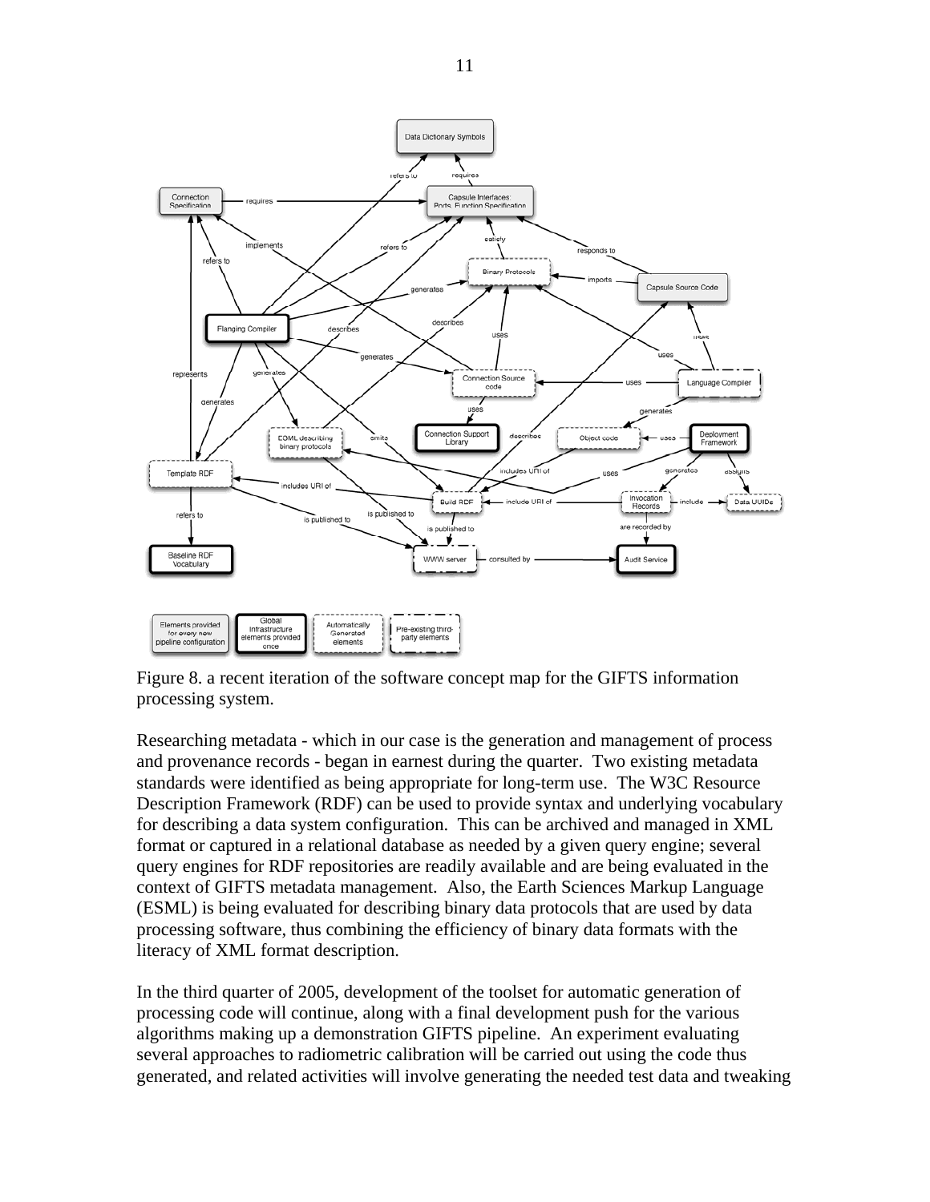Figure 8. a recent iteration of the software concept map for the GIFTS information processing system.

Researching metadata - which in our case is the generation and management of process and provenance records - began in earnest during the quarter. Two existing metadata standards were identified as being appropriate for long-term use. The W3C Resource Description Framework (RDF) can be used to provide syntax and underlying vocabulary for describing a data system configuration. This can be archived and managed in XML format or captured in a relational database as needed by a given query engine; several query engines for RDF repositories are readily available and are being evaluated in the context of GIFTS metadata management. Also, the Earth Sciences Markup Language (ESML) is being evaluated for describing binary data protocols that are used by data processing software, thus combining the efficiency of binary data formats with the literacy of XML format description.

In the third quarter of 2005, development of the toolset for automatic generation of processing code will continue, along with a final development push for the various algorithms making up a demonstration GIFTS pipeline. An experiment evaluating several approaches to radiometric calibration will be carried out using the code thus generated, and related activities will involve generating the needed test data and tweaking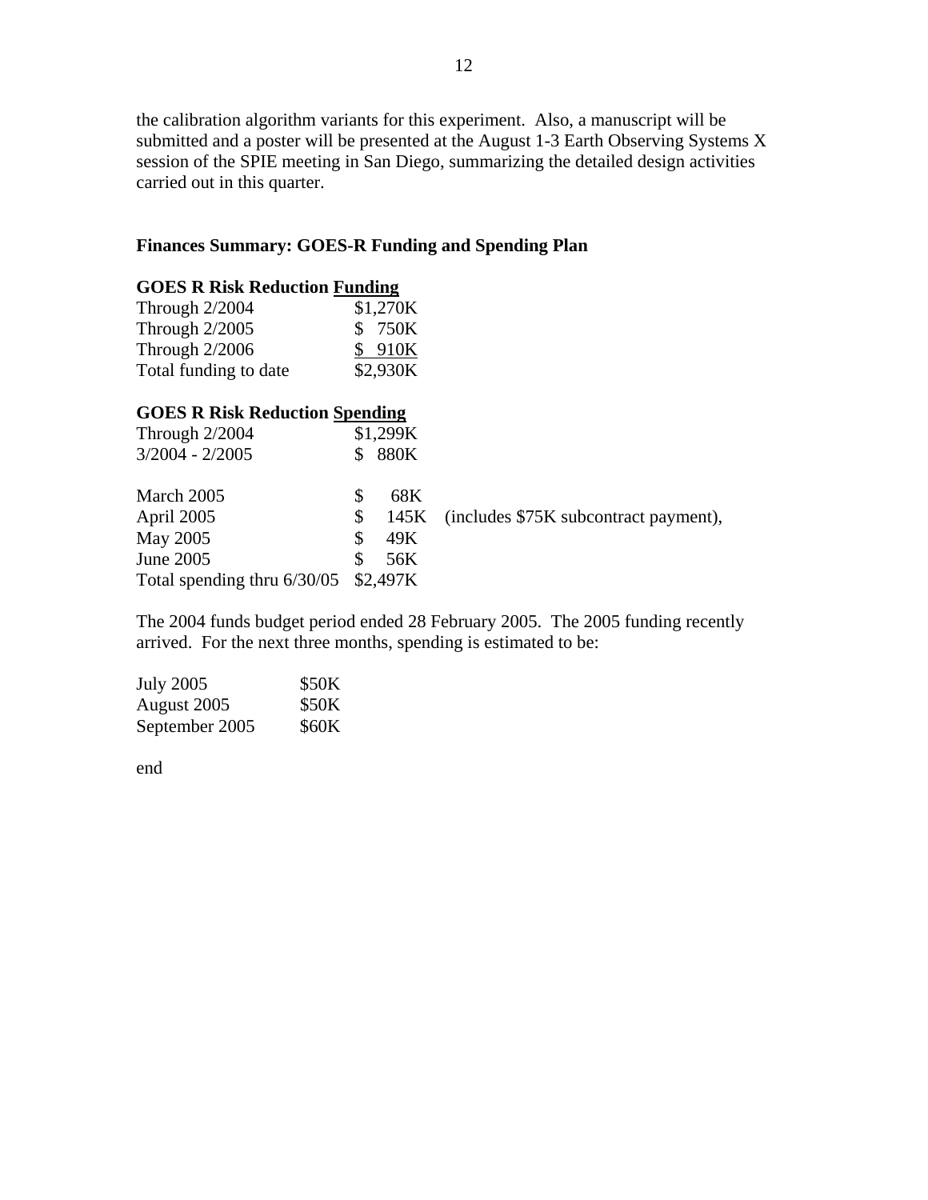the calibration algorithm variants for this experiment. Also, a manuscript will be submitted and a poster will be presented at the August 1-3 Earth Observing Systems X session of the SPIE meeting in San Diego, summarizing the detailed design activities carried out in this quarter.

**Finances Summary: GOES-R Funding and Spending Plan**

**GOES R Risk Reduction Funding**

| | |
|---|---|
| Through 2/2004 | $1,270K |
| Through 2/2005 | $ 750K |
| Through 2/2006 | $ 910K |
| Total funding to date | $2,930K |

**GOES R Risk Reduction Spending**

| | | |
|---|---|---|
| Through 2/2004 | $1,299K | |
| 3/2004 - 2/2005 | $ 880K | |
| March 2005 | $ 68K | |
| April 2005 | $ 145K | (includes $75K subcontract payment), |
| May 2005 | $ 49K | |
| June 2005 | $ 56K | |
| Total spending thru 6/30/05 | $2,497K | |

The 2004 funds budget period ended 28 February 2005. The 2005 funding recently arrived. For the next three months, spending is estimated to be:

| | |
|---|---|
| July 2005 | $50K |
| August 2005 | $50K |
| September 2005 | $60K |

end